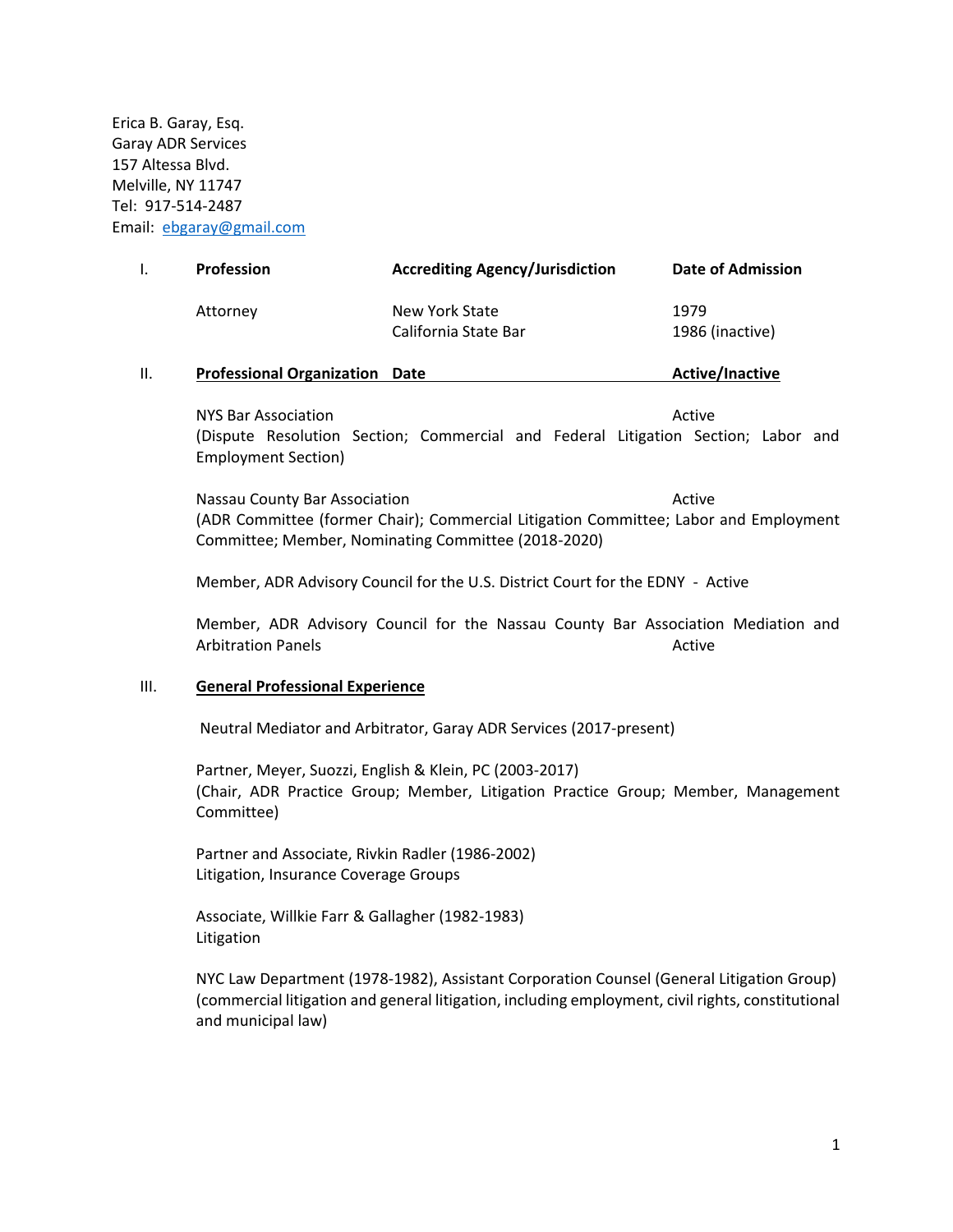Erica B. Garay, Esq.
Garay ADR Services
157 Altessa Blvd.
Melville, NY 11747
Tel: 917-514-2487
Email: ebgaray@gmail.com

## I.

| Profession | Accrediting Agency/Jurisdiction | Date of Admission |
|---|---|---|
| Attorney | New York State<br>California State Bar | 1979<br>1986 (inactive) |

## II. Professional Organization Date Active/Inactive

NYS Bar Association — Active
(Dispute Resolution Section; Commercial and Federal Litigation Section; Labor and Employment Section)

Nassau County Bar Association — Active
(ADR Committee (former Chair); Commercial Litigation Committee; Labor and Employment Committee; Member, Nominating Committee (2018-2020)

Member, ADR Advisory Council for the U.S. District Court for the EDNY - Active

Member, ADR Advisory Council for the Nassau County Bar Association Mediation and Arbitration Panels — Active

## III. General Professional Experience

Neutral Mediator and Arbitrator, Garay ADR Services (2017-present)

Partner, Meyer, Suozzi, English & Klein, PC (2003-2017)
(Chair, ADR Practice Group; Member, Litigation Practice Group; Member, Management Committee)

Partner and Associate, Rivkin Radler (1986-2002)
Litigation, Insurance Coverage Groups

Associate, Willkie Farr & Gallagher (1982-1983)
Litigation

NYC Law Department (1978-1982), Assistant Corporation Counsel (General Litigation Group) (commercial litigation and general litigation, including employment, civil rights, constitutional and municipal law)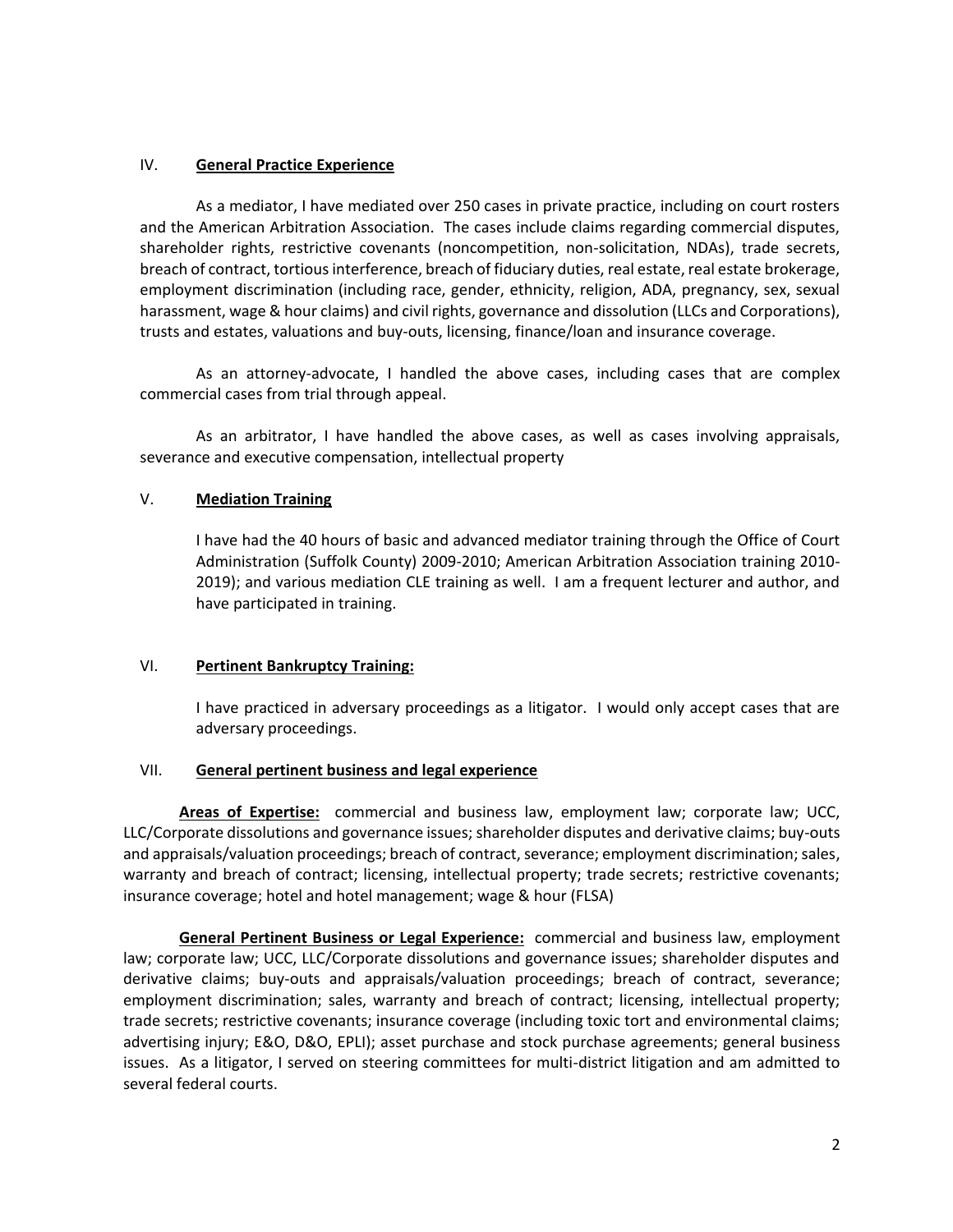## IV. **General Practice Experience**

As a mediator, I have mediated over 250 cases in private practice, including on court rosters and the American Arbitration Association. The cases include claims regarding commercial disputes, shareholder rights, restrictive covenants (noncompetition, non-solicitation, NDAs), trade secrets, breach of contract, tortious interference, breach of fiduciary duties, real estate, real estate brokerage, employment discrimination (including race, gender, ethnicity, religion, ADA, pregnancy, sex, sexual harassment, wage & hour claims) and civil rights, governance and dissolution (LLCs and Corporations), trusts and estates, valuations and buy-outs, licensing, finance/loan and insurance coverage.

As an attorney-advocate, I handled the above cases, including cases that are complex commercial cases from trial through appeal.

As an arbitrator, I have handled the above cases, as well as cases involving appraisals, severance and executive compensation, intellectual property

## V. **Mediation Training**

I have had the 40 hours of basic and advanced mediator training through the Office of Court Administration (Suffolk County) 2009-2010; American Arbitration Association training 2010-2019); and various mediation CLE training as well. I am a frequent lecturer and author, and have participated in training.

## VI. **Pertinent Bankruptcy Training:**

I have practiced in adversary proceedings as a litigator. I would only accept cases that are adversary proceedings.

## VII. **General pertinent business and legal experience**

**Areas of Expertise:** commercial and business law, employment law; corporate law; UCC, LLC/Corporate dissolutions and governance issues; shareholder disputes and derivative claims; buy-outs and appraisals/valuation proceedings; breach of contract, severance; employment discrimination; sales, warranty and breach of contract; licensing, intellectual property; trade secrets; restrictive covenants; insurance coverage; hotel and hotel management; wage & hour (FLSA)

**General Pertinent Business or Legal Experience:** commercial and business law, employment law; corporate law; UCC, LLC/Corporate dissolutions and governance issues; shareholder disputes and derivative claims; buy-outs and appraisals/valuation proceedings; breach of contract, severance; employment discrimination; sales, warranty and breach of contract; licensing, intellectual property; trade secrets; restrictive covenants; insurance coverage (including toxic tort and environmental claims; advertising injury; E&O, D&O, EPLI); asset purchase and stock purchase agreements; general business issues. As a litigator, I served on steering committees for multi-district litigation and am admitted to several federal courts.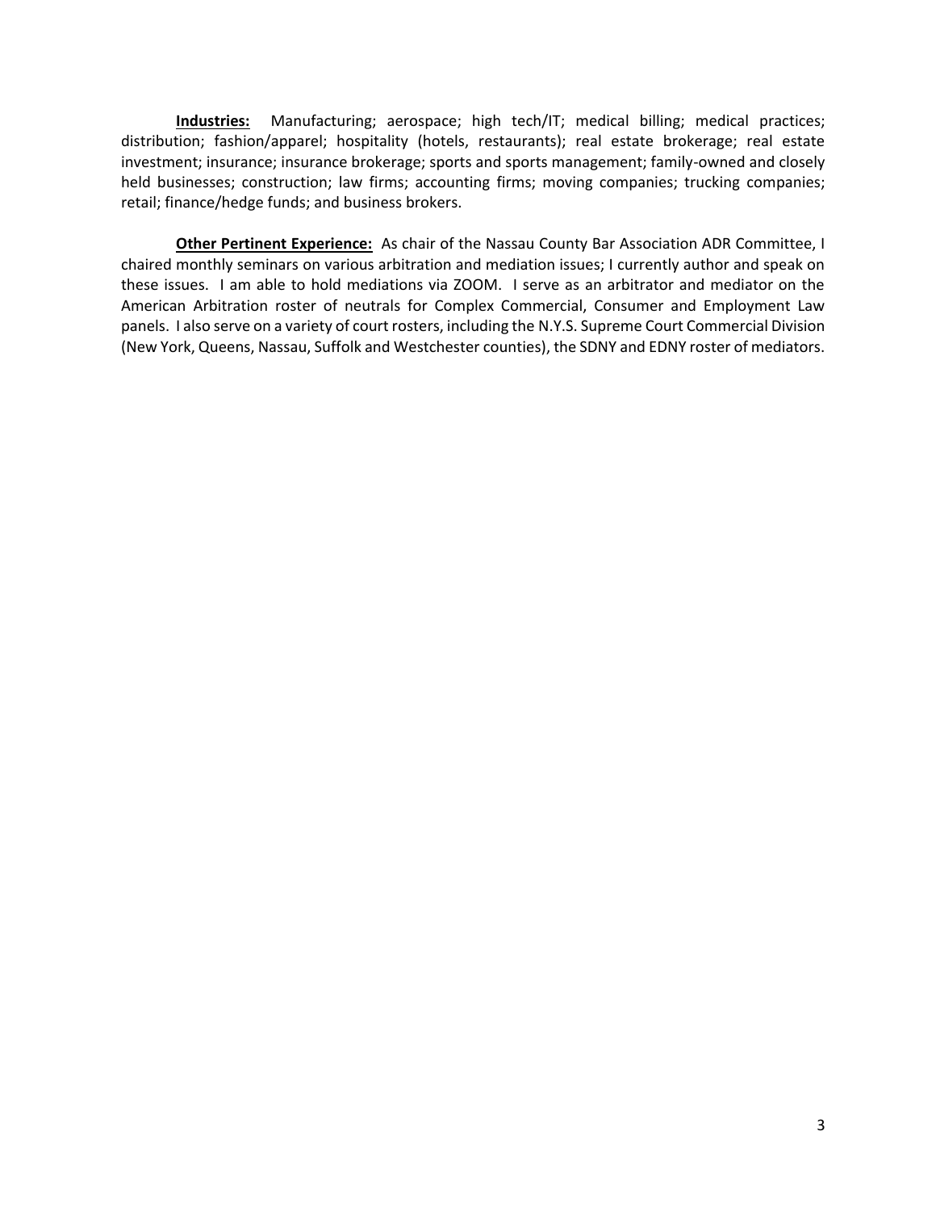**Industries:** Manufacturing; aerospace; high tech/IT; medical billing; medical practices; distribution; fashion/apparel; hospitality (hotels, restaurants); real estate brokerage; real estate investment; insurance; insurance brokerage; sports and sports management; family-owned and closely held businesses; construction; law firms; accounting firms; moving companies; trucking companies; retail; finance/hedge funds; and business brokers.

**Other Pertinent Experience:** As chair of the Nassau County Bar Association ADR Committee, I chaired monthly seminars on various arbitration and mediation issues; I currently author and speak on these issues. I am able to hold mediations via ZOOM. I serve as an arbitrator and mediator on the American Arbitration roster of neutrals for Complex Commercial, Consumer and Employment Law panels. I also serve on a variety of court rosters, including the N.Y.S. Supreme Court Commercial Division (New York, Queens, Nassau, Suffolk and Westchester counties), the SDNY and EDNY roster of mediators.